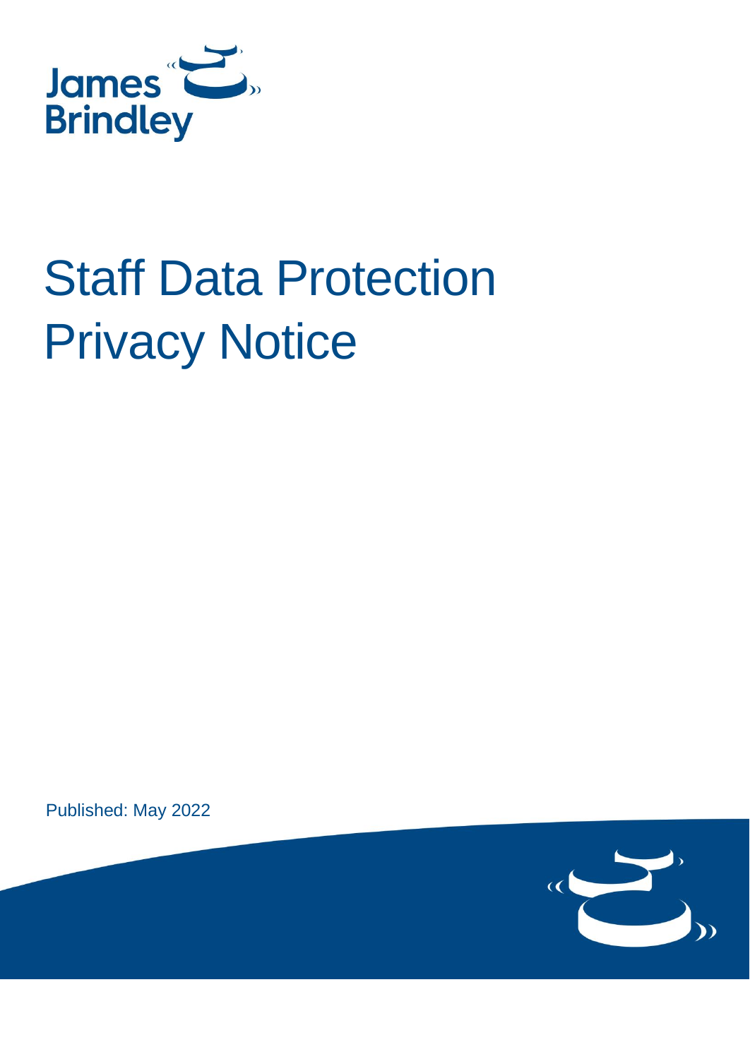James Brindley

# Staff Data Protection Privacy Notice

Published: May 2022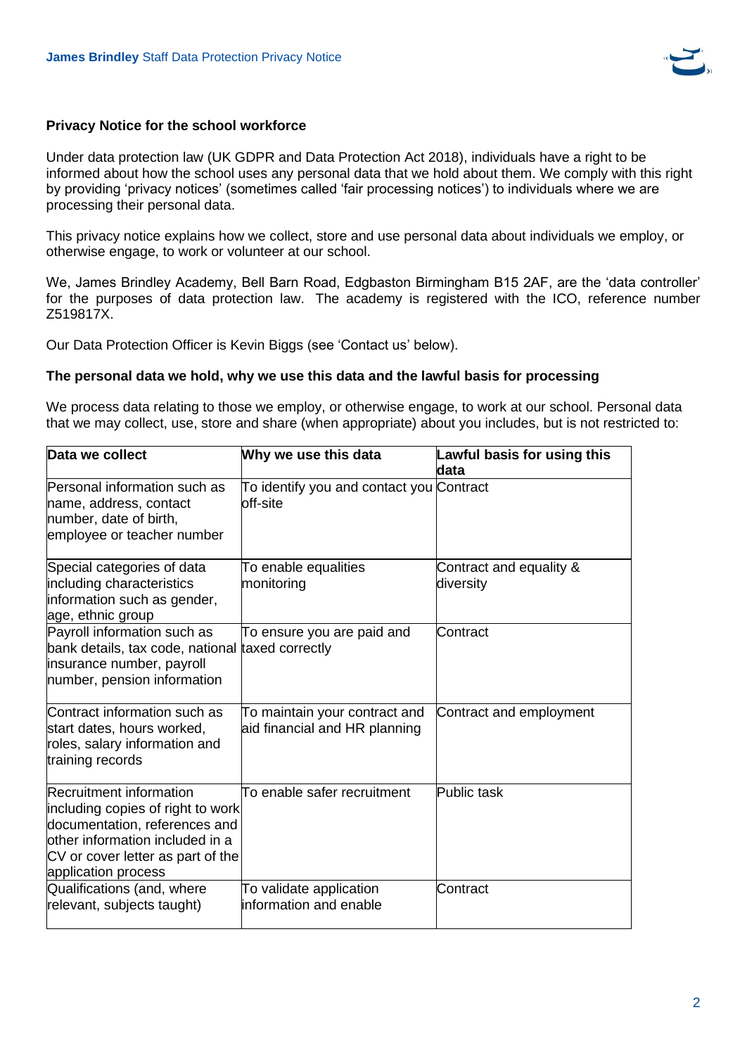**Privacy Notice for the school workforce**

Under data protection law (UK GDPR and Data Protection Act 2018), individuals have a right to be informed about how the school uses any personal data that we hold about them. We comply with this right by providing 'privacy notices' (sometimes called 'fair processing notices') to individuals where we are processing their personal data.

This privacy notice explains how we collect, store and use personal data about individuals we employ, or otherwise engage, to work or volunteer at our school.

We, James Brindley Academy, Bell Barn Road, Edgbaston Birmingham B15 2AF, are the 'data controller' for the purposes of data protection law. The academy is registered with the ICO, reference number Z519817X.

Our Data Protection Officer is Kevin Biggs (see 'Contact us' below).

**The personal data we hold, why we use this data and the lawful basis for processing**

We process data relating to those we employ, or otherwise engage, to work at our school. Personal data that we may collect, use, store and share (when appropriate) about you includes, but is not restricted to:

| Data we collect | Why we use this data | Lawful basis for using this data |
|---|---|---|
| Personal information such as name, address, contact number, date of birth, employee or teacher number | To identify you and contact you off-site | Contract |
| Special categories of data including characteristics information such as gender, age, ethnic group | To enable equalities monitoring | Contract and equality & diversity |
| Payroll information such as bank details, tax code, national insurance number, payroll number, pension information | To ensure you are paid and taxed correctly | Contract |
| Contract information such as start dates, hours worked, roles, salary information and training records | To maintain your contract and aid financial and HR planning | Contract and employment |
| Recruitment information including copies of right to work documentation, references and other information included in a CV or cover letter as part of the application process | To enable safer recruitment | Public task |
| Qualifications (and, where relevant, subjects taught) | To validate application information and enable | Contract |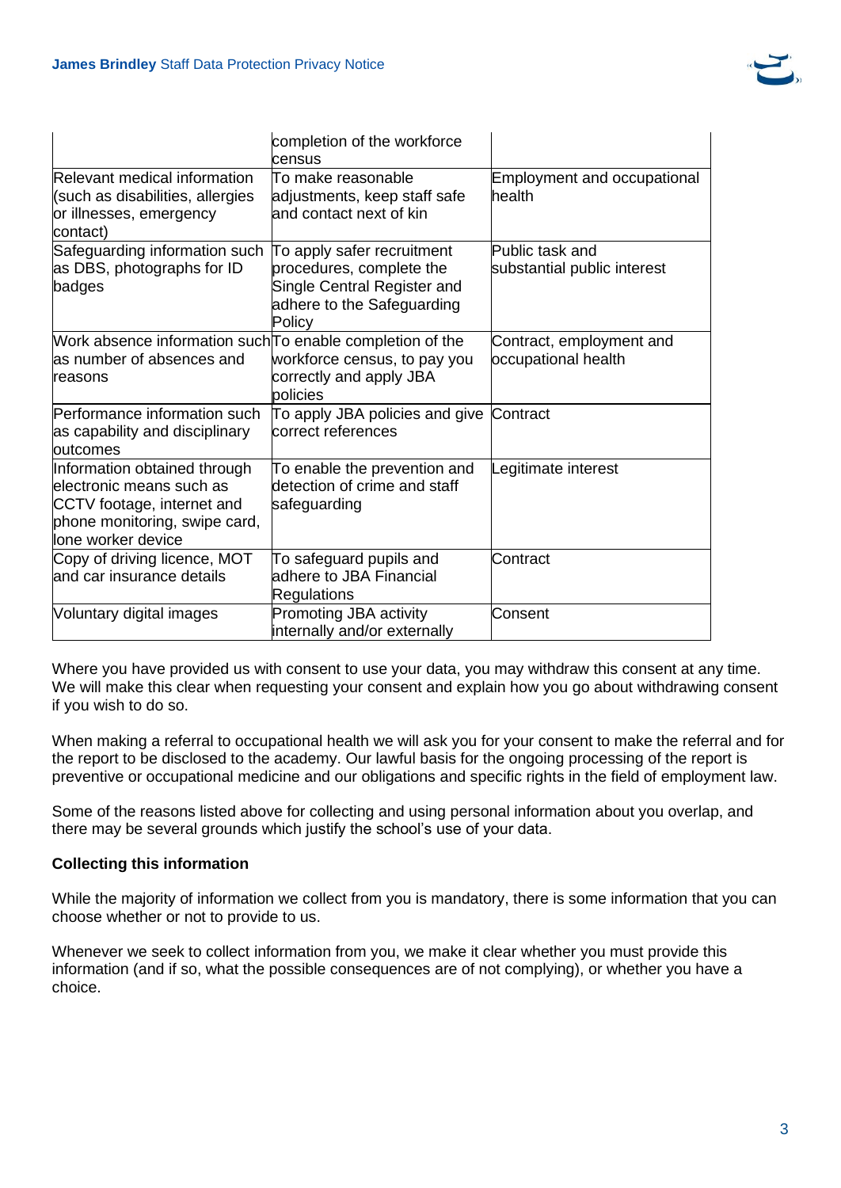| | | |
|---|---|---|
| | completion of the workforce census | |
| Relevant medical information (such as disabilities, allergies or illnesses, emergency contact) | To make reasonable adjustments, keep staff safe and contact next of kin | Employment and occupational health |
| Safeguarding information such as DBS, photographs for ID badges | To apply safer recruitment procedures, complete the Single Central Register and adhere to the Safeguarding Policy | Public task and substantial public interest |
| Work absence information such as number of absences and reasons | To enable completion of the workforce census, to pay you correctly and apply JBA policies | Contract, employment and occupational health |
| Performance information such as capability and disciplinary outcomes | To apply JBA policies and give correct references | Contract |
| Information obtained through electronic means such as CCTV footage, internet and phone monitoring, swipe card, lone worker device | To enable the prevention and detection of crime and staff safeguarding | Legitimate interest |
| Copy of driving licence, MOT and car insurance details | To safeguard pupils and adhere to JBA Financial Regulations | Contract |
| Voluntary digital images | Promoting JBA activity internally and/or externally | Consent |

Where you have provided us with consent to use your data, you may withdraw this consent at any time. We will make this clear when requesting your consent and explain how you go about withdrawing consent if you wish to do so.

When making a referral to occupational health we will ask you for your consent to make the referral and for the report to be disclosed to the academy. Our lawful basis for the ongoing processing of the report is preventive or occupational medicine and our obligations and specific rights in the field of employment law.

Some of the reasons listed above for collecting and using personal information about you overlap, and there may be several grounds which justify the school's use of your data.

**Collecting this information**

While the majority of information we collect from you is mandatory, there is some information that you can choose whether or not to provide to us.

Whenever we seek to collect information from you, we make it clear whether you must provide this information (and if so, what the possible consequences are of not complying), or whether you have a choice.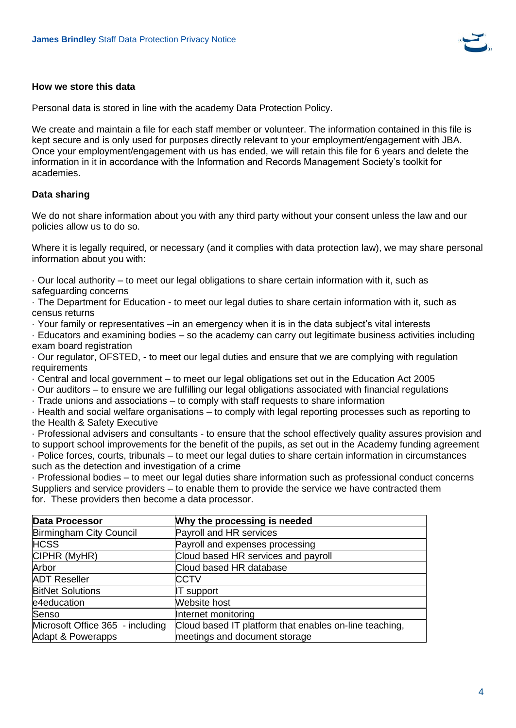### How we store this data

Personal data is stored in line with the academy Data Protection Policy.

We create and maintain a file for each staff member or volunteer. The information contained in this file is kept secure and is only used for purposes directly relevant to your employment/engagement with JBA. Once your employment/engagement with us has ended, we will retain this file for 6 years and delete the information in it in accordance with the Information and Records Management Society's toolkit for academies.

### Data sharing

We do not share information about you with any third party without your consent unless the law and our policies allow us to do so.

Where it is legally required, or necessary (and it complies with data protection law), we may share personal information about you with:

- Our local authority – to meet our legal obligations to share certain information with it, such as safeguarding concerns
- The Department for Education - to meet our legal duties to share certain information with it, such as census returns
- Your family or representatives –in an emergency when it is in the data subject's vital interests
- Educators and examining bodies – so the academy can carry out legitimate business activities including exam board registration
- Our regulator, OFSTED, - to meet our legal duties and ensure that we are complying with regulation requirements
- Central and local government – to meet our legal obligations set out in the Education Act 2005
- Our auditors – to ensure we are fulfilling our legal obligations associated with financial regulations
- Trade unions and associations – to comply with staff requests to share information
- Health and social welfare organisations – to comply with legal reporting processes such as reporting to the Health & Safety Executive
- Professional advisers and consultants - to ensure that the school effectively quality assures provision and to support school improvements for the benefit of the pupils, as set out in the Academy funding agreement
- Police forces, courts, tribunals – to meet our legal duties to share certain information in circumstances such as the detection and investigation of a crime
- Professional bodies – to meet our legal duties share information such as professional conduct concerns

Suppliers and service providers – to enable them to provide the service we have contracted them for. These providers then become a data processor.

| Data Processor | Why the processing is needed |
|---|---|
| Birmingham City Council | Payroll and HR services |
| HCSS | Payroll and expenses processing |
| CIPHR (MyHR) | Cloud based HR services and payroll |
| Arbor | Cloud based HR database |
| ADT Reseller | CCTV |
| BitNet Solutions | IT support |
| e4education | Website host |
| Senso | Internet monitoring |
| Microsoft Office 365 - including Adapt & Powerapps | Cloud based IT platform that enables on-line teaching, meetings and document storage |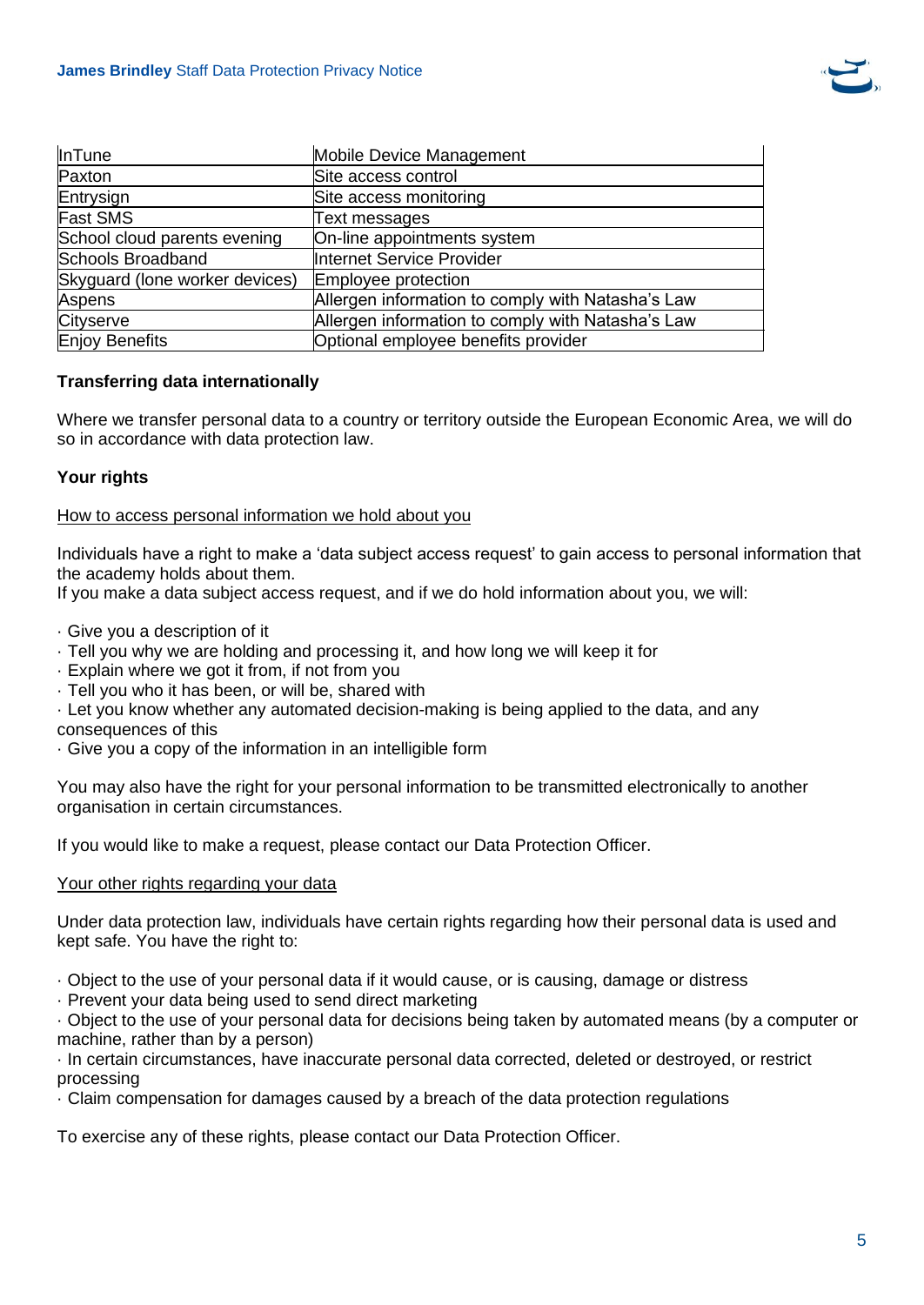| | |
|---|---|
| InTune | Mobile Device Management |
| Paxton | Site access control |
| Entrysign | Site access monitoring |
| Fast SMS | Text messages |
| School cloud parents evening | On-line appointments system |
| Schools Broadband | Internet Service Provider |
| Skyguard (lone worker devices) | Employee protection |
| Aspens | Allergen information to comply with Natasha's Law |
| Cityserve | Allergen information to comply with Natasha's Law |
| Enjoy Benefits | Optional employee benefits provider |

**Transferring data internationally**

Where we transfer personal data to a country or territory outside the European Economic Area, we will do so in accordance with data protection law.

**Your rights**

How to access personal information we hold about you

Individuals have a right to make a 'data subject access request' to gain access to personal information that the academy holds about them.
If you make a data subject access request, and if we do hold information about you, we will:

· Give you a description of it
· Tell you why we are holding and processing it, and how long we will keep it for
· Explain where we got it from, if not from you
· Tell you who it has been, or will be, shared with
· Let you know whether any automated decision-making is being applied to the data, and any consequences of this
· Give you a copy of the information in an intelligible form

You may also have the right for your personal information to be transmitted electronically to another organisation in certain circumstances.

If you would like to make a request, please contact our Data Protection Officer.

Your other rights regarding your data

Under data protection law, individuals have certain rights regarding how their personal data is used and kept safe. You have the right to:

· Object to the use of your personal data if it would cause, or is causing, damage or distress
· Prevent your data being used to send direct marketing
· Object to the use of your personal data for decisions being taken by automated means (by a computer or machine, rather than by a person)
· In certain circumstances, have inaccurate personal data corrected, deleted or destroyed, or restrict processing
· Claim compensation for damages caused by a breach of the data protection regulations

To exercise any of these rights, please contact our Data Protection Officer.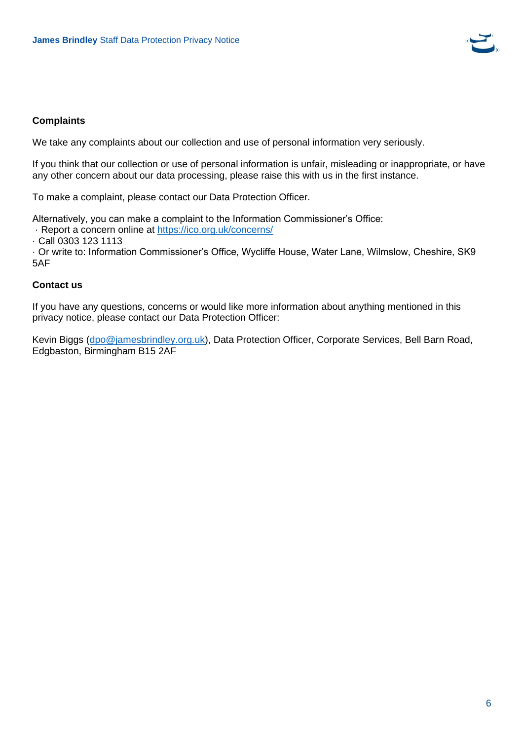## Complaints

We take any complaints about our collection and use of personal information very seriously.

If you think that our collection or use of personal information is unfair, misleading or inappropriate, or have any other concern about our data processing, please raise this with us in the first instance.

To make a complaint, please contact our Data Protection Officer.

Alternatively, you can make a complaint to the Information Commissioner's Office:
· Report a concern online at https://ico.org.uk/concerns/
· Call 0303 123 1113
· Or write to: Information Commissioner's Office, Wycliffe House, Water Lane, Wilmslow, Cheshire, SK9 5AF

## Contact us

If you have any questions, concerns or would like more information about anything mentioned in this privacy notice, please contact our Data Protection Officer:

Kevin Biggs (dpo@jamesbrindley.org.uk), Data Protection Officer, Corporate Services, Bell Barn Road, Edgbaston, Birmingham B15 2AF